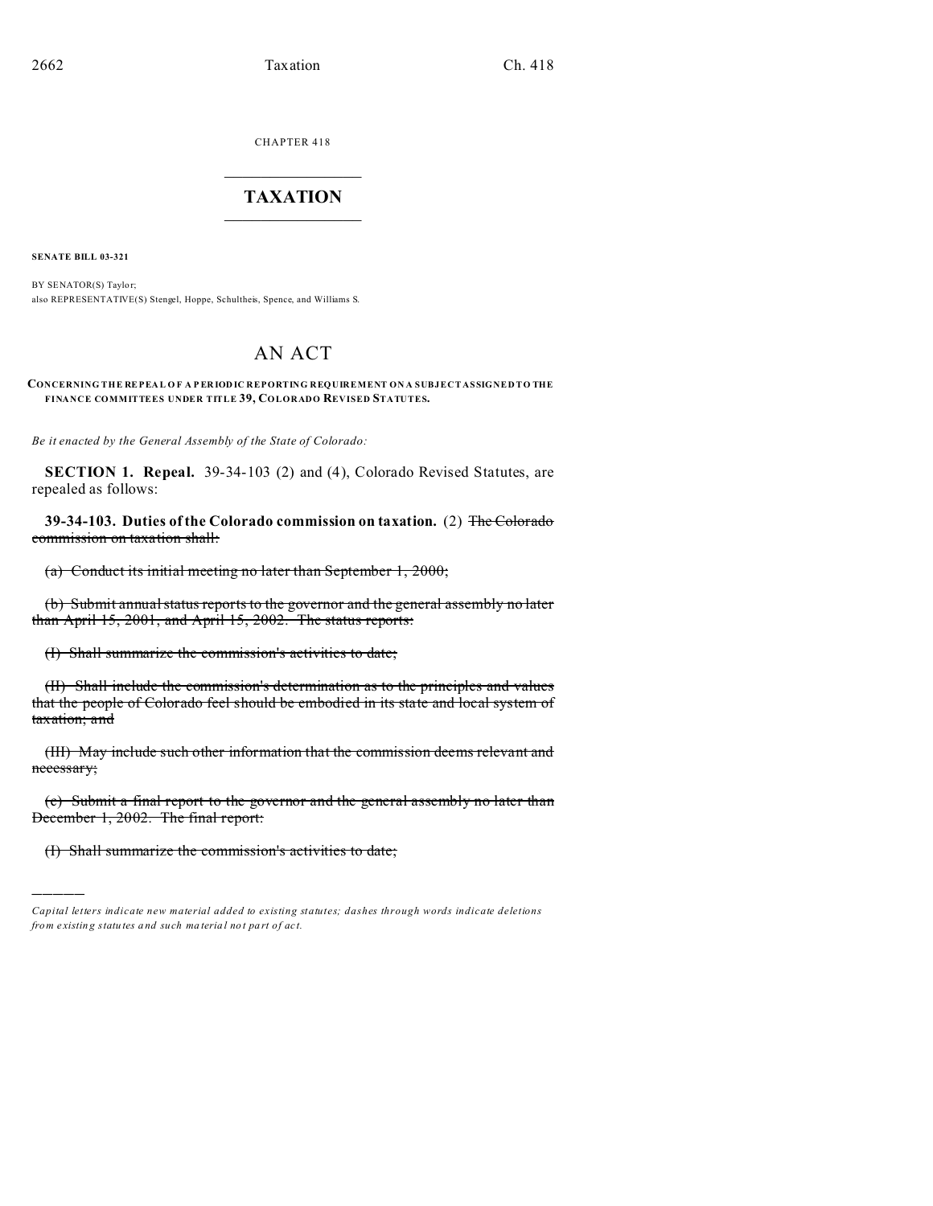CHAPTER 418

# TAXATION

**SENATE BILL 03-321**

BY SENATOR(S) Taylor;
also REPRESENTATIVE(S) Stengel, Hoppe, Schultheis, Spence, and Williams S.

# AN ACT

**CONCERNING THE REPEAL OF A PERIODIC REPORTING REQUIREMENT ON A SUBJECT ASSIGNED TO THE FINANCE COMMITTEES UNDER TITLE 39, COLORADO REVISED STATUTES.**

*Be it enacted by the General Assembly of the State of Colorado:*

**SECTION 1. Repeal.** 39-34-103 (2) and (4), Colorado Revised Statutes, are repealed as follows:

**39-34-103. Duties of the Colorado commission on taxation.** (2) ~~The Colorado commission on taxation shall:~~

~~(a) Conduct its initial meeting no later than September 1, 2000;~~

~~(b) Submit annual status reports to the governor and the general assembly no later than April 15, 2001, and April 15, 2002. The status reports:~~

~~(I) Shall summarize the commission's activities to date;~~

~~(II) Shall include the commission's determination as to the principles and values that the people of Colorado feel should be embodied in its state and local system of taxation; and~~

~~(III) May include such other information that the commission deems relevant and necessary;~~

~~(c) Submit a final report to the governor and the general assembly no later than December 1, 2002. The final report:~~

~~(I) Shall summarize the commission's activities to date;~~

---

*Capital letters indicate new material added to existing statutes; dashes through words indicate deletions from existing statutes and such material not part of act.*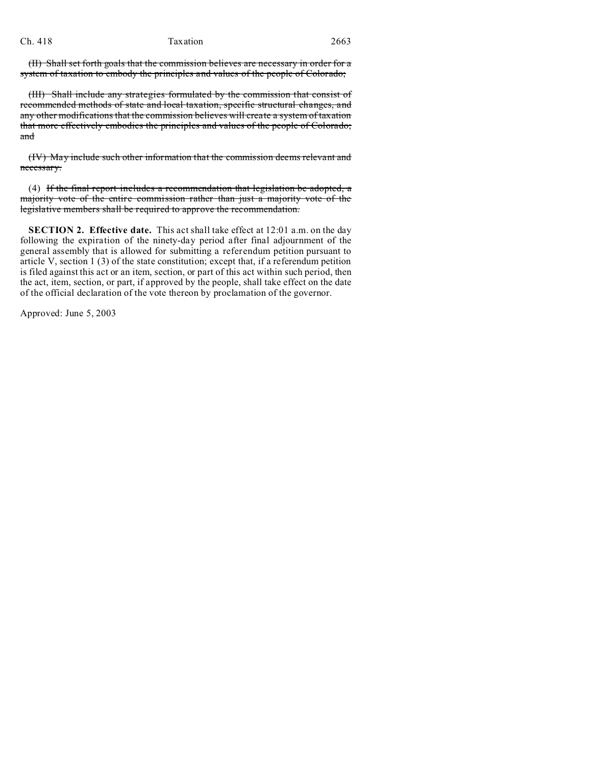~~(II) Shall set forth goals that the commission believes are necessary in order for a system of taxation to embody the principles and values of the people of Colorado;~~

~~(III) Shall include any strategies formulated by the commission that consist of recommended methods of state and local taxation, specific structural changes, and any other modifications that the commission believes will create a system of taxation that more effectively embodies the principles and values of the people of Colorado; and~~

~~(IV) May include such other information that the commission deems relevant and necessary.~~

(4) ~~If the final report includes a recommendation that legislation be adopted, a majority vote of the entire commission rather than just a majority vote of the legislative members shall be required to approve the recommendation.~~

**SECTION 2. Effective date.** This act shall take effect at 12:01 a.m. on the day following the expiration of the ninety-day period after final adjournment of the general assembly that is allowed for submitting a referendum petition pursuant to article V, section 1 (3) of the state constitution; except that, if a referendum petition is filed against this act or an item, section, or part of this act within such period, then the act, item, section, or part, if approved by the people, shall take effect on the date of the official declaration of the vote thereon by proclamation of the governor.

Approved: June 5, 2003